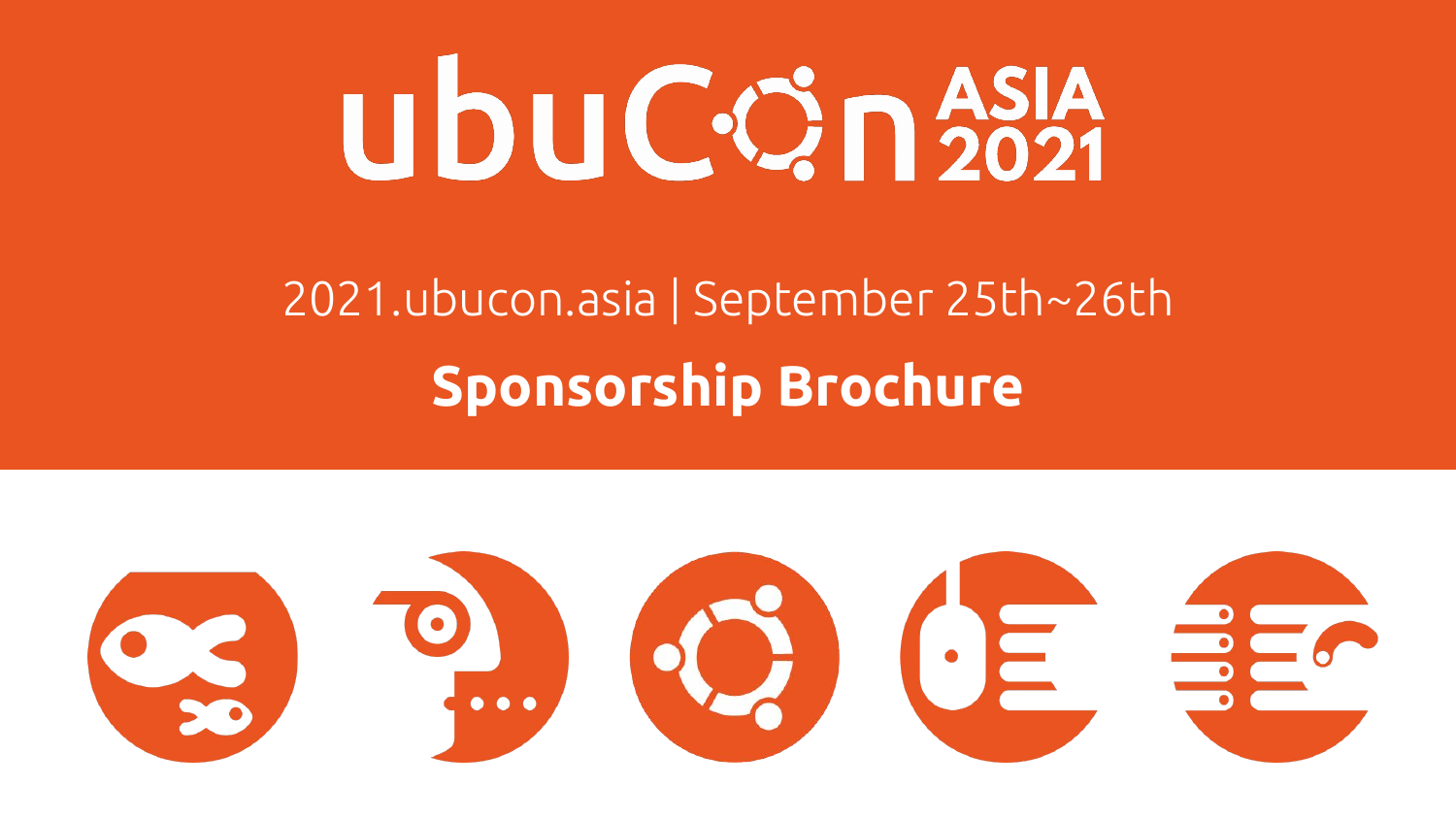# ubuCon ASIA 2021

2021.ubucon.asia | September 25th~26th

**Sponsorship Brochure**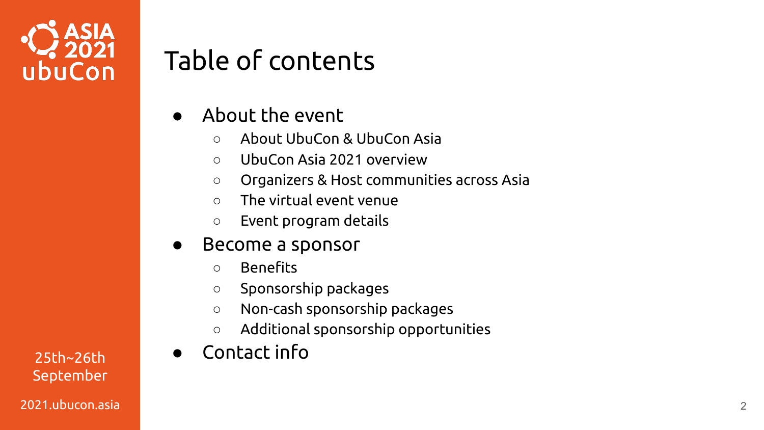# Table of contents

- About the event
  - About UbuCon & UbuCon Asia
  - UbuCon Asia 2021 overview
  - Organizers & Host communities across Asia
  - The virtual event venue
  - Event program details
- Become a sponsor
  - Benefits
  - Sponsorship packages
  - Non-cash sponsorship packages
  - Additional sponsorship opportunities
- Contact info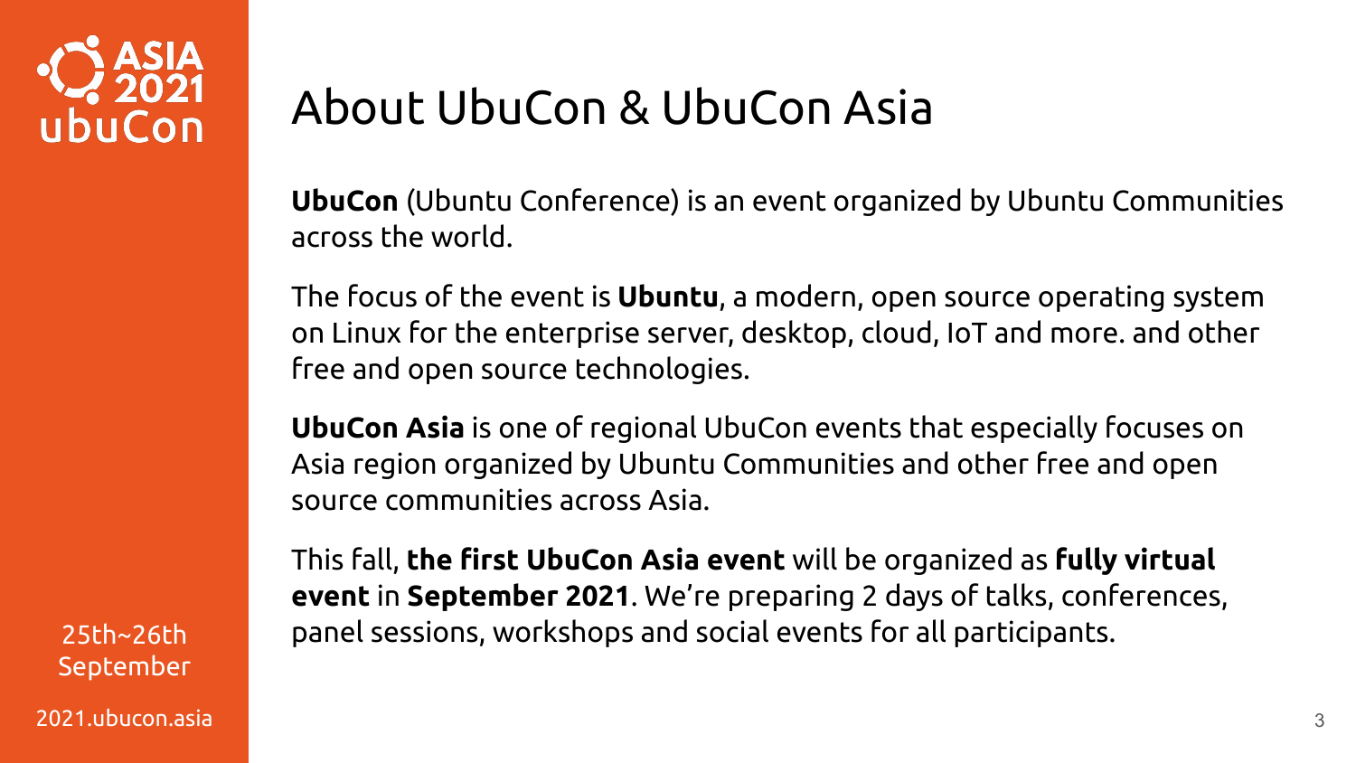# About UbuCon & UbuCon Asia

**UbuCon** (Ubuntu Conference) is an event organized by Ubuntu Communities across the world.

The focus of the event is **Ubuntu**, a modern, open source operating system on Linux for the enterprise server, desktop, cloud, IoT and more. and other free and open source technologies.

**UbuCon Asia** is one of regional UbuCon events that especially focuses on Asia region organized by Ubuntu Communities and other free and open source communities across Asia.

This fall, **the first UbuCon Asia event** will be organized as **fully virtual event** in **September 2021**. We're preparing 2 days of talks, conferences, panel sessions, workshops and social events for all participants.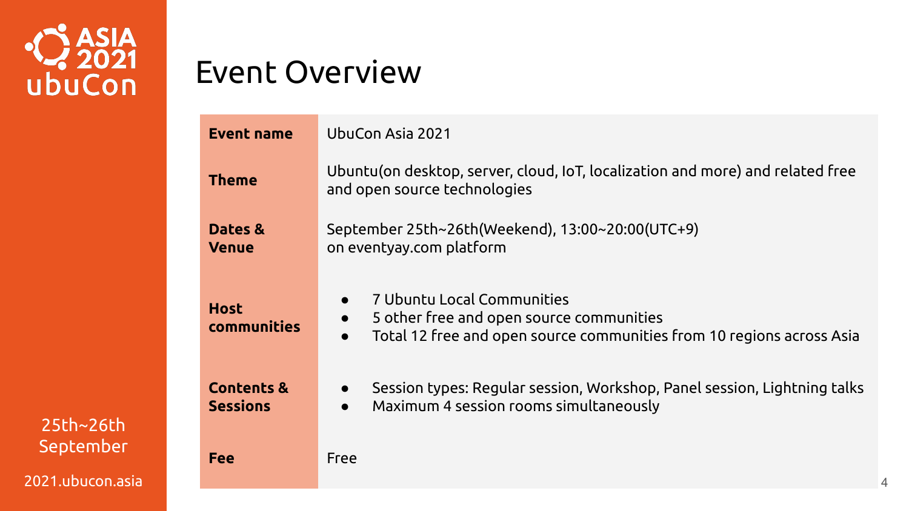# Event Overview

| | |
|---|---|
| **Event name** | UbuCon Asia 2021 |
| **Theme** | Ubuntu(on desktop, server, cloud, IoT, localization and more) and related free and open source technologies |
| **Dates & Venue** | September 25th~26th(Weekend), 13:00~20:00(UTC+9) on eventyay.com platform |
| **Host communities** | • 7 Ubuntu Local Communities<br>• 5 other free and open source communities<br>• Total 12 free and open source communities from 10 regions across Asia |
| **Contents & Sessions** | • Session types: Regular session, Workshop, Panel session, Lightning talks<br>• Maximum 4 session rooms simultaneously |
| **Fee** | Free |

25th~26th September

2021.ubucon.asia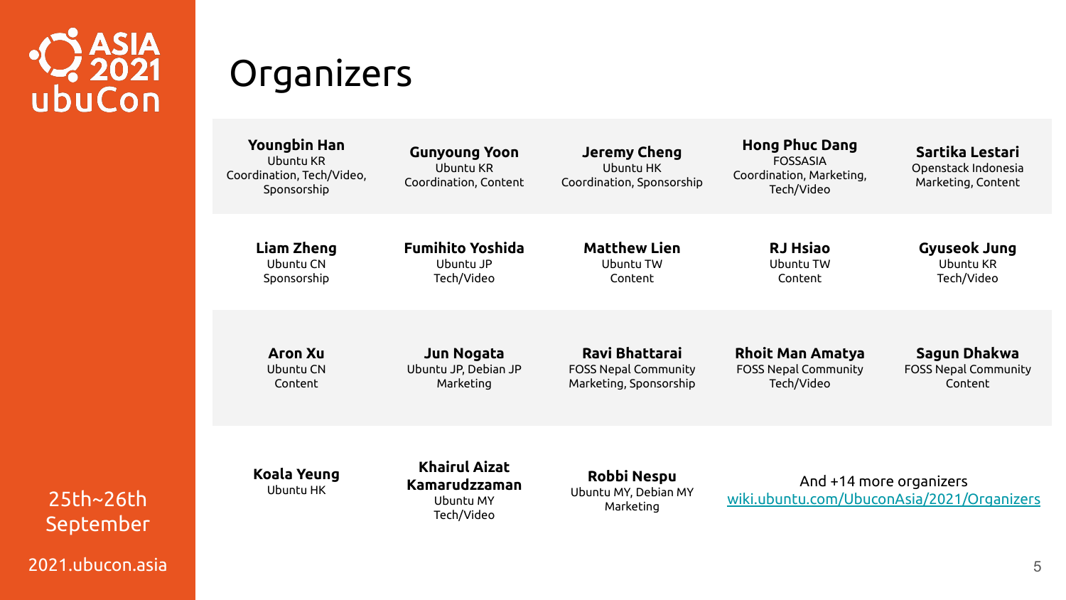ASIA 2021 ubuCon

# Organizers

**Youngbin Han**
Ubuntu KR
Coordination, Tech/Video, Sponsorship

**Gunyoung Yoon**
Ubuntu KR
Coordination, Content

**Jeremy Cheng**
Ubuntu HK
Coordination, Sponsorship

**Hong Phuc Dang**
FOSSASIA
Coordination, Marketing, Tech/Video

**Sartika Lestari**
Openstack Indonesia
Marketing, Content

**Liam Zheng**
Ubuntu CN
Sponsorship

**Fumihito Yoshida**
Ubuntu JP
Tech/Video

**Matthew Lien**
Ubuntu TW
Content

**RJ Hsiao**
Ubuntu TW
Content

**Gyuseok Jung**
Ubuntu KR
Tech/Video

**Aron Xu**
Ubuntu CN
Content

**Jun Nogata**
Ubuntu JP, Debian JP
Marketing

**Ravi Bhattarai**
FOSS Nepal Community
Marketing, Sponsorship

**Rhoit Man Amatya**
FOSS Nepal Community
Tech/Video

**Sagun Dhakwa**
FOSS Nepal Community
Content

**Koala Yeung**
Ubuntu HK

**Khairul Aizat Kamarudzzaman**
Ubuntu MY
Tech/Video

**Robbi Nespu**
Ubuntu MY, Debian MY
Marketing

And +14 more organizers
wiki.ubuntu.com/UbuconAsia/2021/Organizers

25th~26th September

2021.ubucon.asia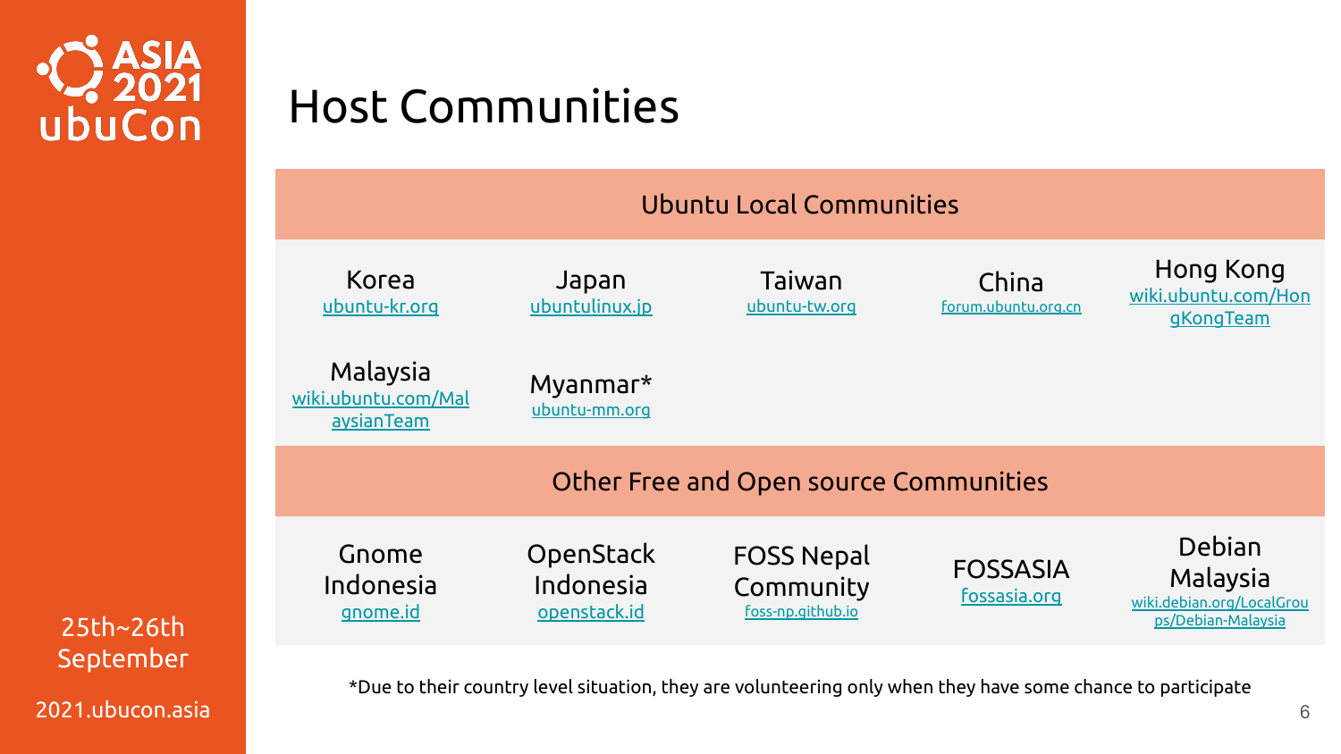# Host Communities

## Ubuntu Local Communities

| | | | | |
|---|---|---|---|---|
| Korea<br>ubuntu-kr.org | Japan<br>ubuntulinux.jp | Taiwan<br>ubuntu-tw.org | China<br>forum.ubuntu.org.cn | Hong Kong<br>wiki.ubuntu.com/HongKongTeam |
| Malaysia<br>wiki.ubuntu.com/MalaysianTeam | Myanmar*<br>ubuntu-mm.org | | | |

## Other Free and Open source Communities

| | | | | |
|---|---|---|---|---|
| Gnome Indonesia<br>gnome.id | OpenStack Indonesia<br>openstack.id | FOSS Nepal Community<br>foss-np.github.io | FOSSASIA<br>fossasia.org | Debian Malaysia<br>wiki.debian.org/LocalGroups/Debian-Malaysia |

*Due to their country level situation, they are volunteering only when they have some chance to participate

ASIA 2021 ubuCon

25th~26th September

2021.ubucon.asia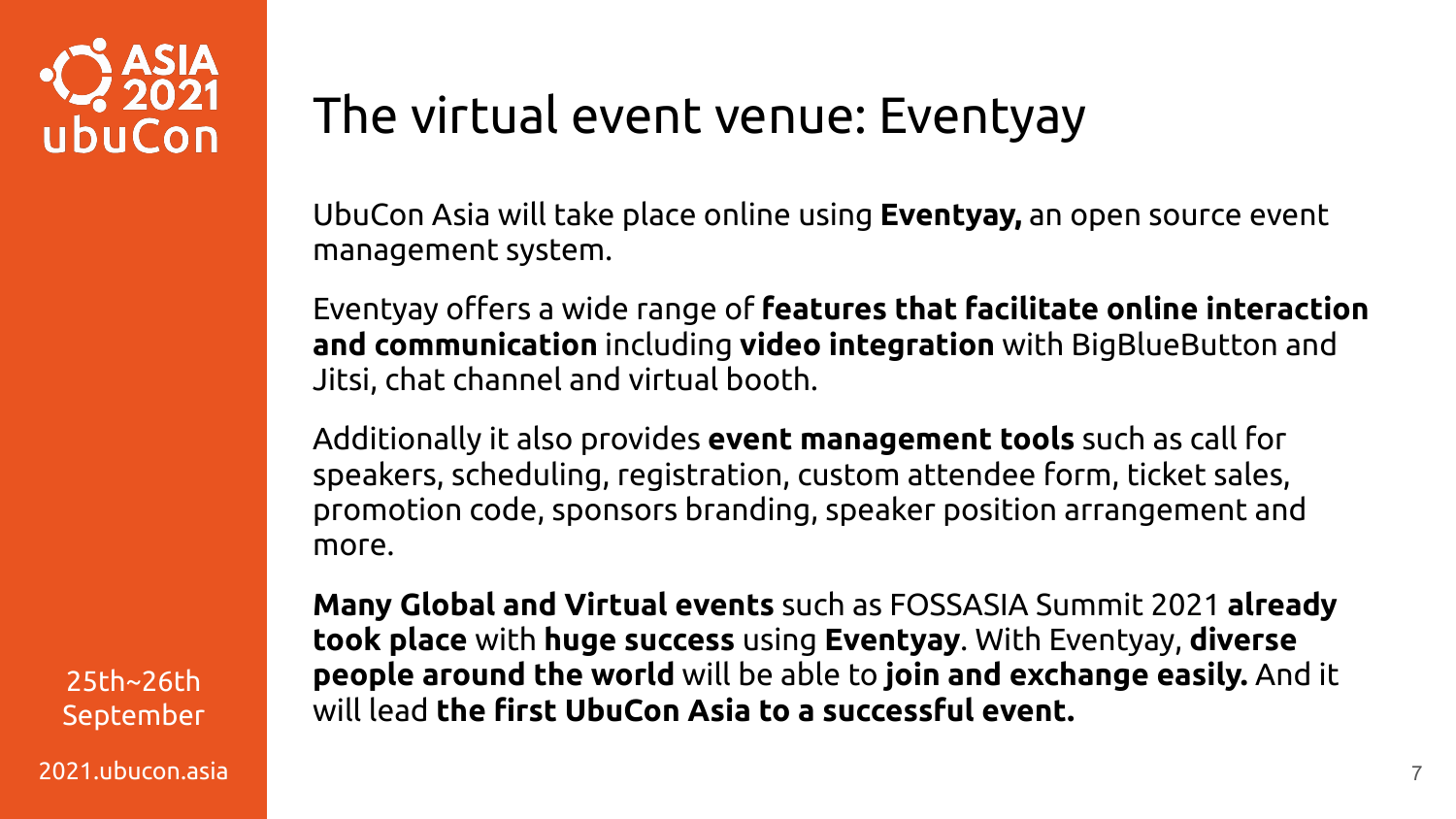# The virtual event venue: Eventyay

UbuCon Asia will take place online using **Eventyay,** an open source event management system.

Eventyay offers a wide range of **features that facilitate online interaction and communication** including **video integration** with BigBlueButton and Jitsi, chat channel and virtual booth.

Additionally it also provides **event management tools** such as call for speakers, scheduling, registration, custom attendee form, ticket sales, promotion code, sponsors branding, speaker position arrangement and more.

**Many Global and Virtual events** such as FOSSASIA Summit 2021 **already took place** with **huge success** using **Eventyay**. With Eventyay, **diverse people around the world** will be able to **join and exchange easily.** And it will lead **the first UbuCon Asia to a successful event.**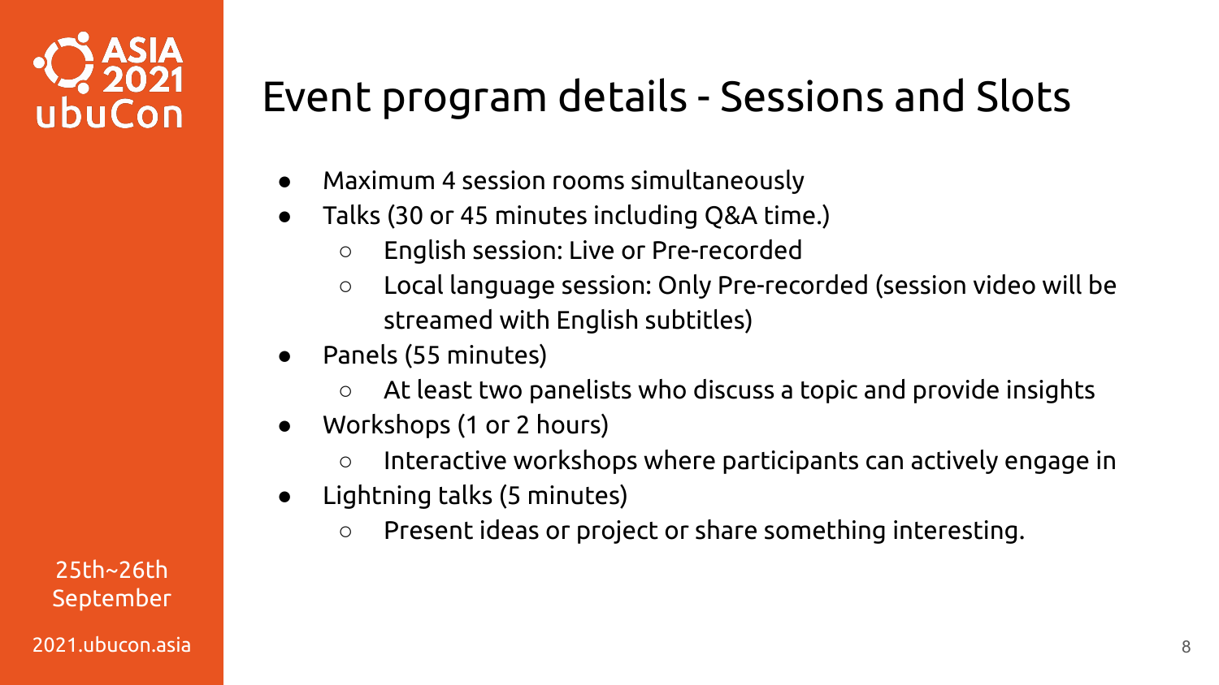# Event program details - Sessions and Slots

- Maximum 4 session rooms simultaneously
- Talks (30 or 45 minutes including Q&A time.)
  - English session: Live or Pre-recorded
  - Local language session: Only Pre-recorded (session video will be streamed with English subtitles)
- Panels (55 minutes)
  - At least two panelists who discuss a topic and provide insights
- Workshops (1 or 2 hours)
  - Interactive workshops where participants can actively engage in
- Lightning talks (5 minutes)
  - Present ideas or project or share something interesting.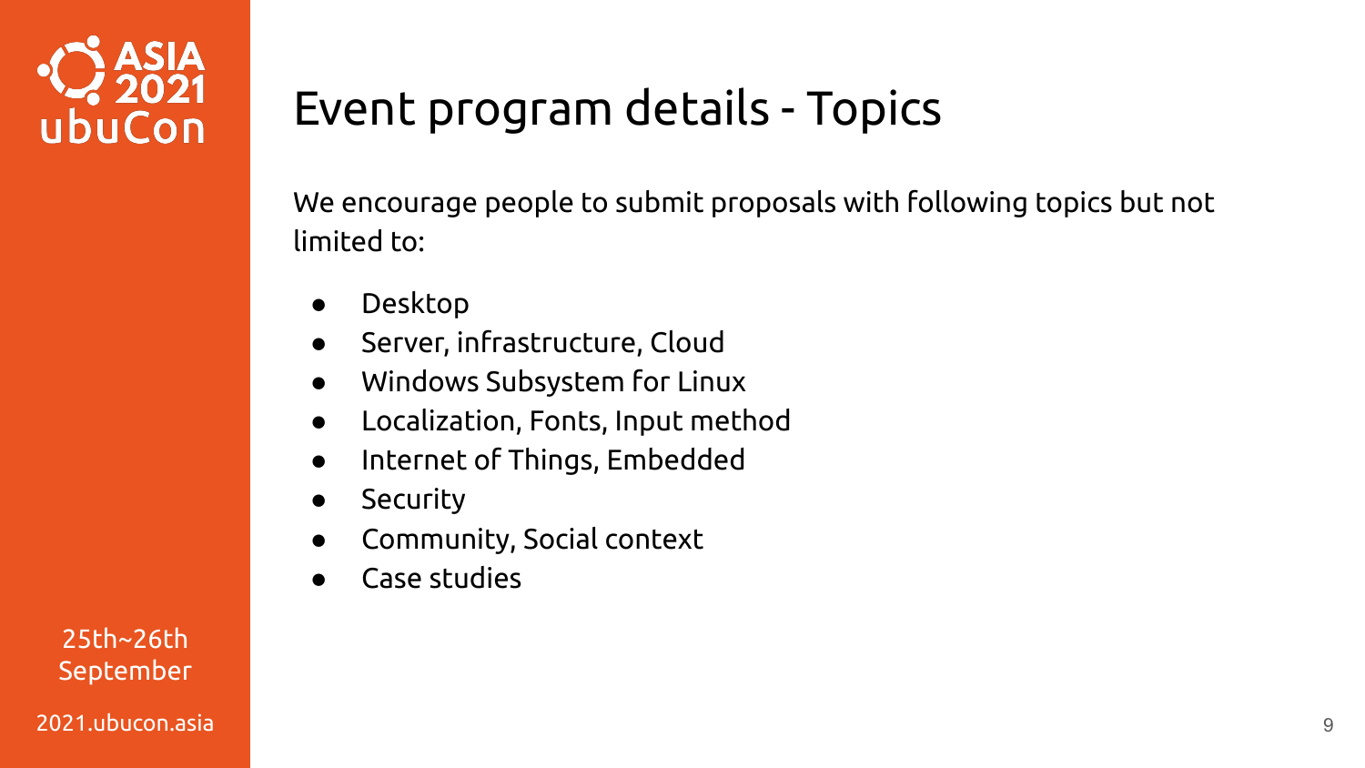# Event program details - Topics

We encourage people to submit proposals with following topics but not limited to:

- Desktop
- Server, infrastructure, Cloud
- Windows Subsystem for Linux
- Localization, Fonts, Input method
- Internet of Things, Embedded
- Security
- Community, Social context
- Case studies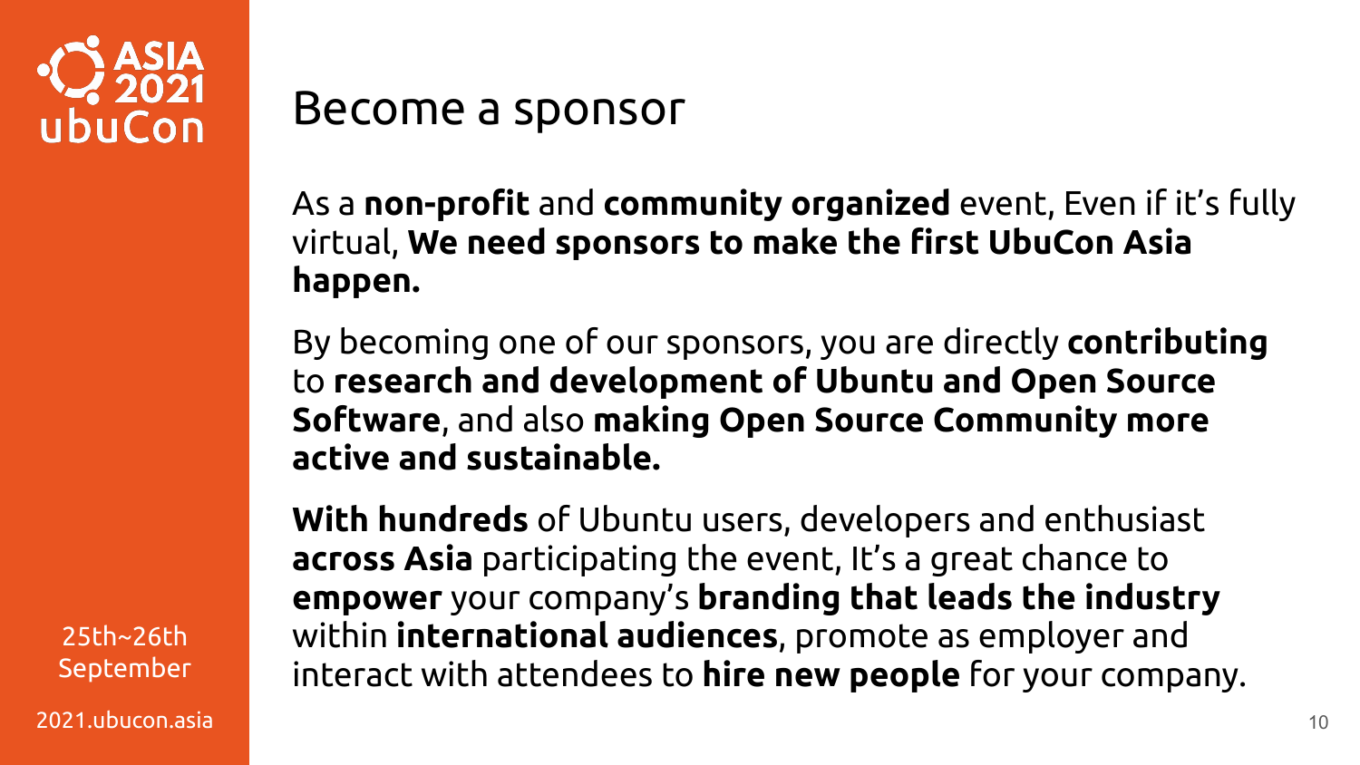# Become a sponsor

As a **non-profit** and **community organized** event, Even if it's fully virtual, **We need sponsors to make the first UbuCon Asia happen.**

By becoming one of our sponsors, you are directly **contributing** to **research and development of Ubuntu and Open Source Software**, and also **making Open Source Community more active and sustainable.**

**With hundreds** of Ubuntu users, developers and enthusiast **across Asia** participating the event, It's a great chance to **empower** your company's **branding that leads the industry** within **international audiences**, promote as employer and interact with attendees to **hire new people** for your company.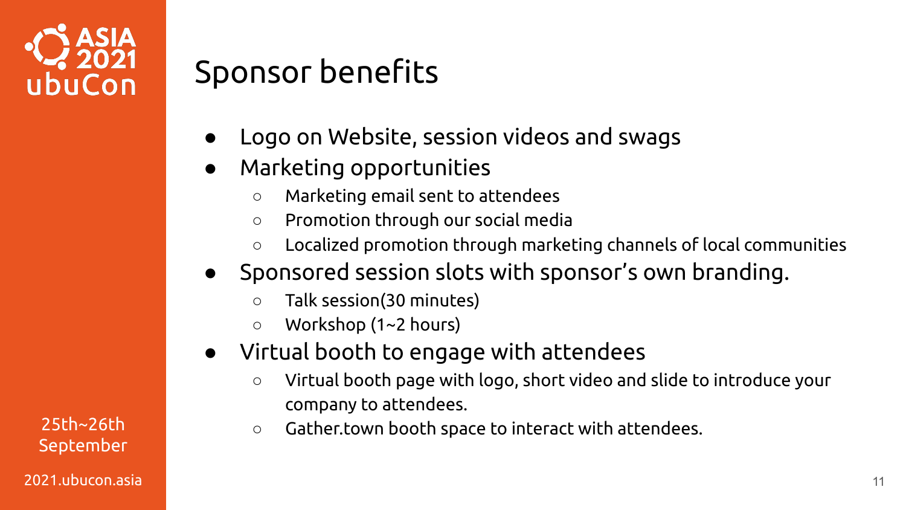# Sponsor benefits

- Logo on Website, session videos and swags
- Marketing opportunities
  - Marketing email sent to attendees
  - Promotion through our social media
  - Localized promotion through marketing channels of local communities
- Sponsored session slots with sponsor's own branding.
  - Talk session(30 minutes)
  - Workshop (1~2 hours)
- Virtual booth to engage with attendees
  - Virtual booth page with logo, short video and slide to introduce your company to attendees.
  - Gather.town booth space to interact with attendees.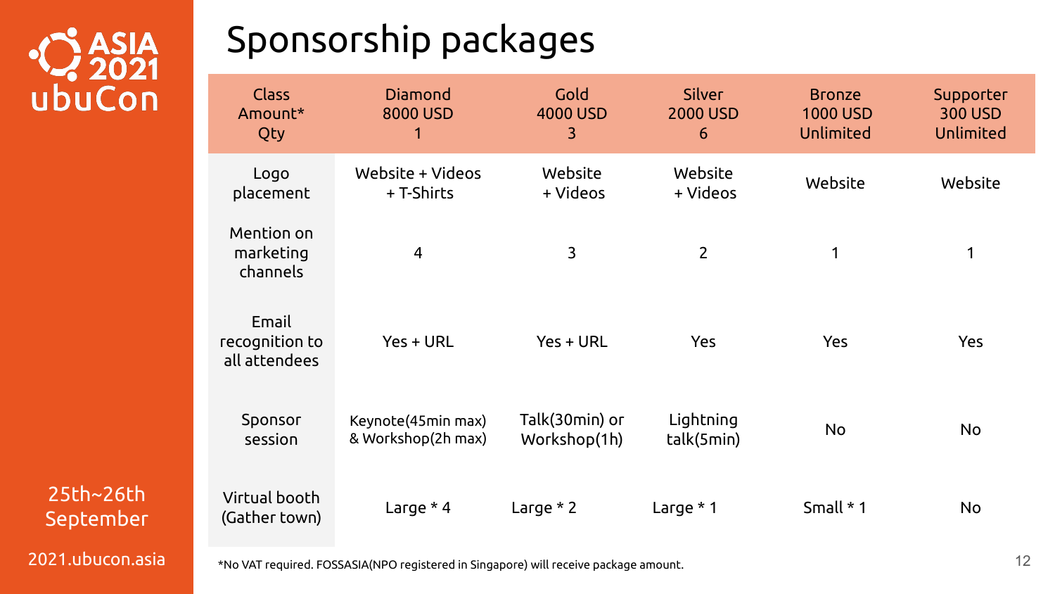ASIA 2021 ubuCon

# Sponsorship packages

| Class<br>Amount*<br>Qty | Diamond<br>8000 USD<br>1 | Gold<br>4000 USD<br>3 | Silver<br>2000 USD<br>6 | Bronze<br>1000 USD<br>Unlimited | Supporter<br>300 USD<br>Unlimited |
|---|---|---|---|---|---|
| Logo placement | Website + Videos + T-Shirts | Website + Videos | Website + Videos | Website | Website |
| Mention on marketing channels | 4 | 3 | 2 | 1 | 1 |
| Email recognition to all attendees | Yes + URL | Yes + URL | Yes | Yes | Yes |
| Sponsor session | Keynote(45min max) & Workshop(2h max) | Talk(30min) or Workshop(1h) | Lightning talk(5min) | No | No |
| Virtual booth (Gather town) | Large * 4 | Large * 2 | Large * 1 | Small * 1 | No |

*No VAT required. FOSSASIA(NPO registered in Singapore) will receive package amount.

25th~26th September

2021.ubucon.asia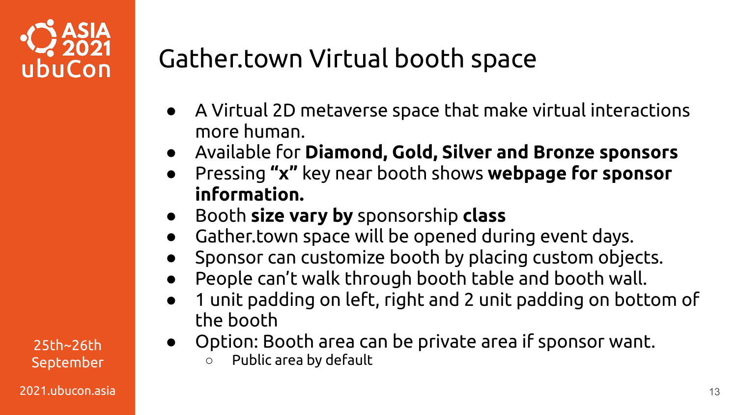# Gather.town Virtual booth space

- A Virtual 2D metaverse space that make virtual interactions more human.
- Available for **Diamond, Gold, Silver and Bronze sponsors**
- Pressing **"x"** key near booth shows **webpage for sponsor information.**
- Booth **size vary by** sponsorship **class**
- Gather.town space will be opened during event days.
- Sponsor can customize booth by placing custom objects.
- People can't walk through booth table and booth wall.
- 1 unit padding on left, right and 2 unit padding on bottom of the booth
- Option: Booth area can be private area if sponsor want.
  - Public area by default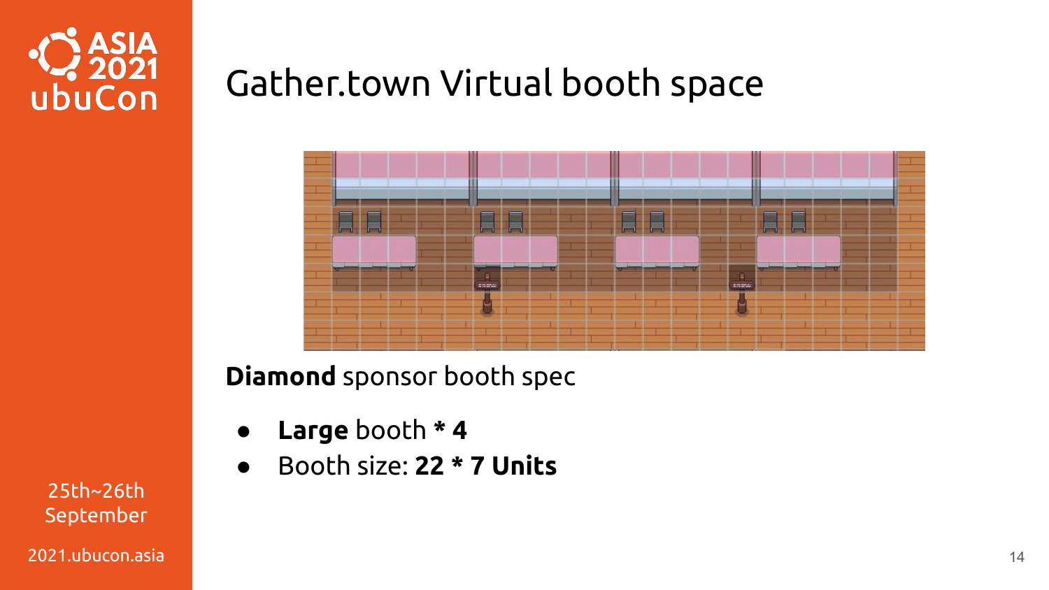# Gather.town Virtual booth space

**Diamond** sponsor booth spec

- **Large** booth *** 4**
- Booth size: **22 * 7 Units**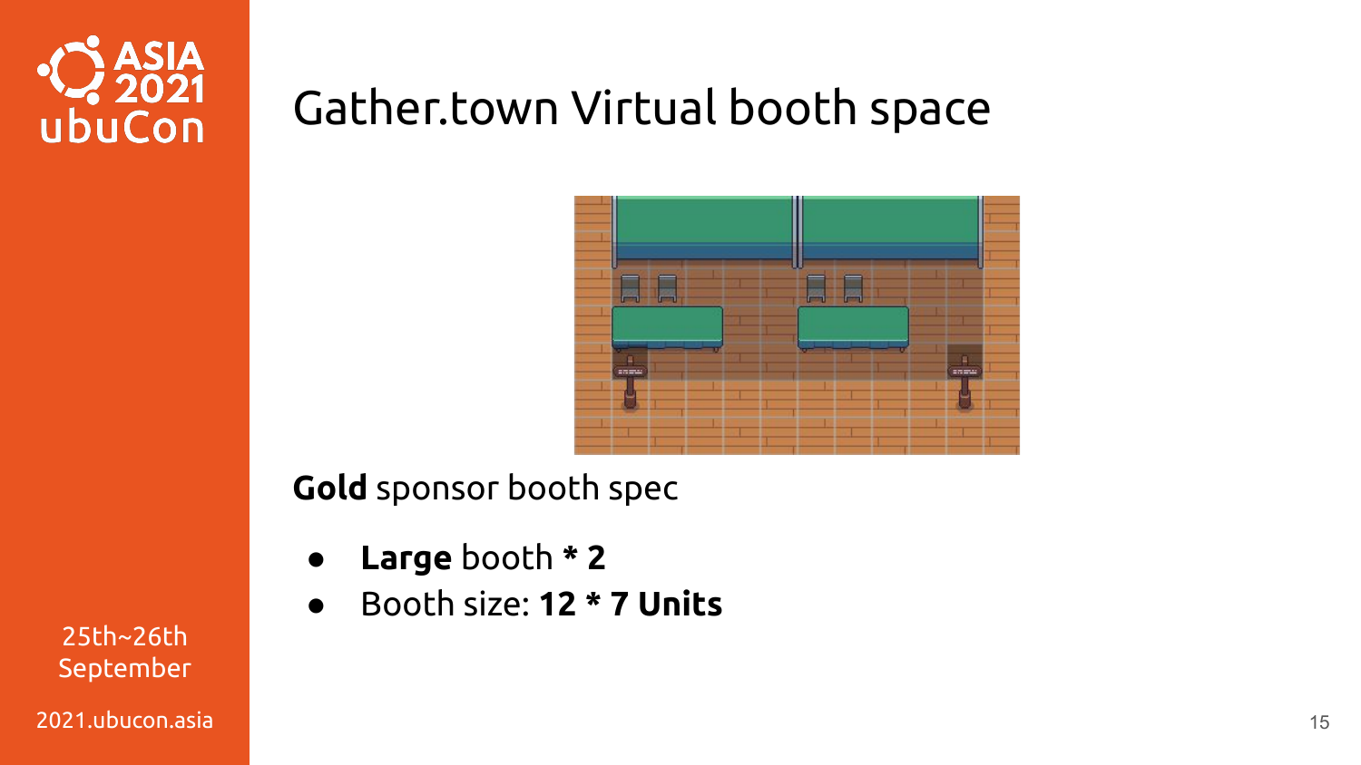# Gather.town Virtual booth space

**Gold** sponsor booth spec

- **Large** booth **\* 2**
- Booth size: **12 \* 7 Units**

# Gather.town Virtual booth space

**Gold** sponsor booth spec

- **Large** booth **`*` 2**
- Booth size: **12 * 7 Units**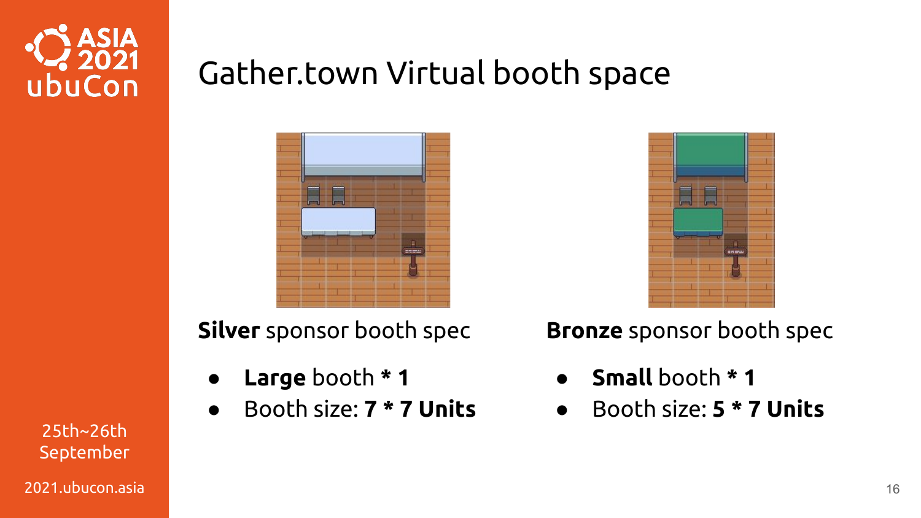# Gather.town Virtual booth space

**Silver** sponsor booth spec

- **Large** booth **\* 1**
- Booth size: **7 \* 7 Units**

**Bronze** sponsor booth spec

- **Small** booth **\* 1**
- Booth size: **5 \* 7 Units**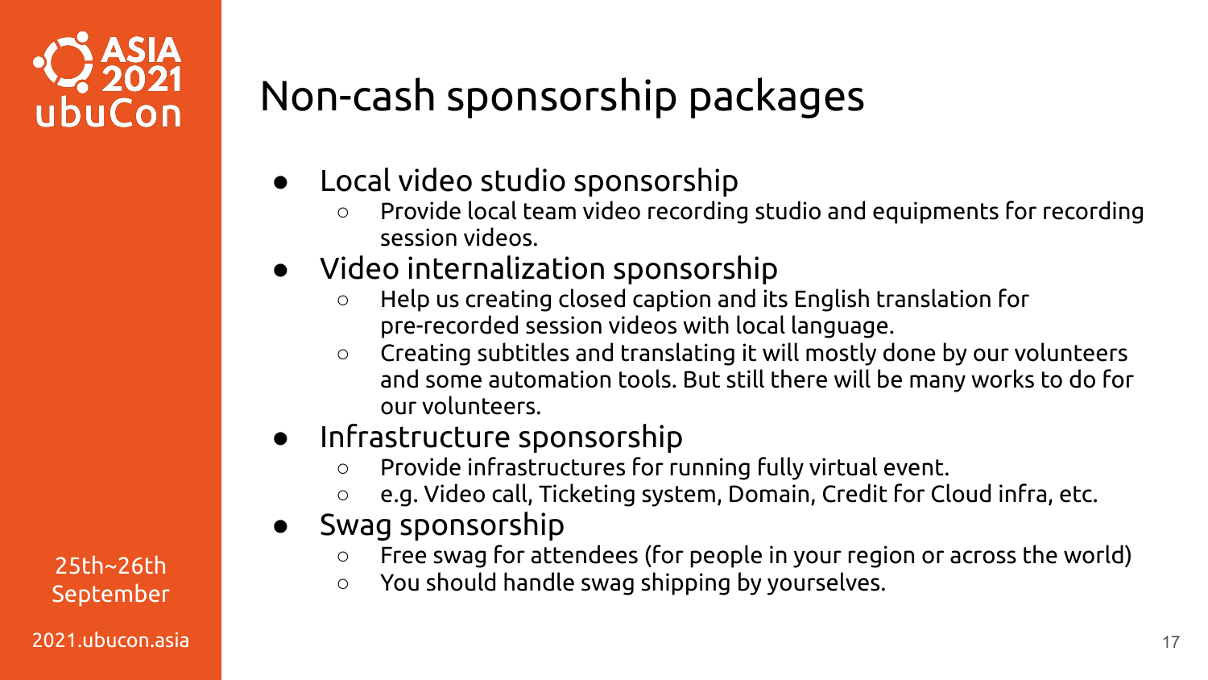# Non-cash sponsorship packages

- Local video studio sponsorship
  - Provide local team video recording studio and equipments for recording session videos.
- Video internalization sponsorship
  - Help us creating closed caption and its English translation for pre-recorded session videos with local language.
  - Creating subtitles and translating it will mostly done by our volunteers and some automation tools. But still there will be many works to do for our volunteers.
- Infrastructure sponsorship
  - Provide infrastructures for running fully virtual event.
  - e.g. Video call, Ticketing system, Domain, Credit for Cloud infra, etc.
- Swag sponsorship
  - Free swag for attendees (for people in your region or across the world)
  - You should handle swag shipping by yourselves.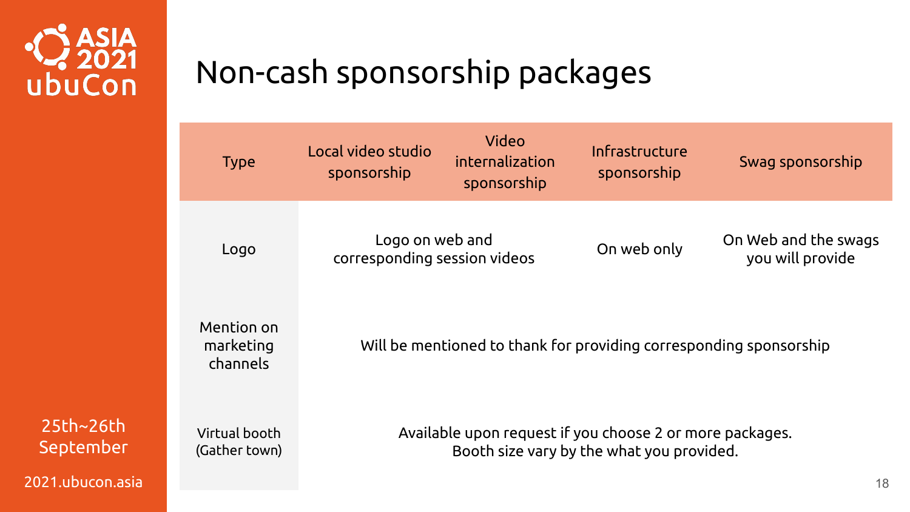# Non-cash sponsorship packages

| Type | Local video studio sponsorship | Video internalization sponsorship | Infrastructure sponsorship | Swag sponsorship |
|---|---|---|---|---|
| Logo | Logo on web and corresponding session videos | | On web only | On Web and the swags you will provide |
| Mention on marketing channels | Will be mentioned to thank for providing corresponding sponsorship | | | |
| Virtual booth (Gather town) | Available upon request if you choose 2 or more packages. Booth size vary by the what you provided. | | | |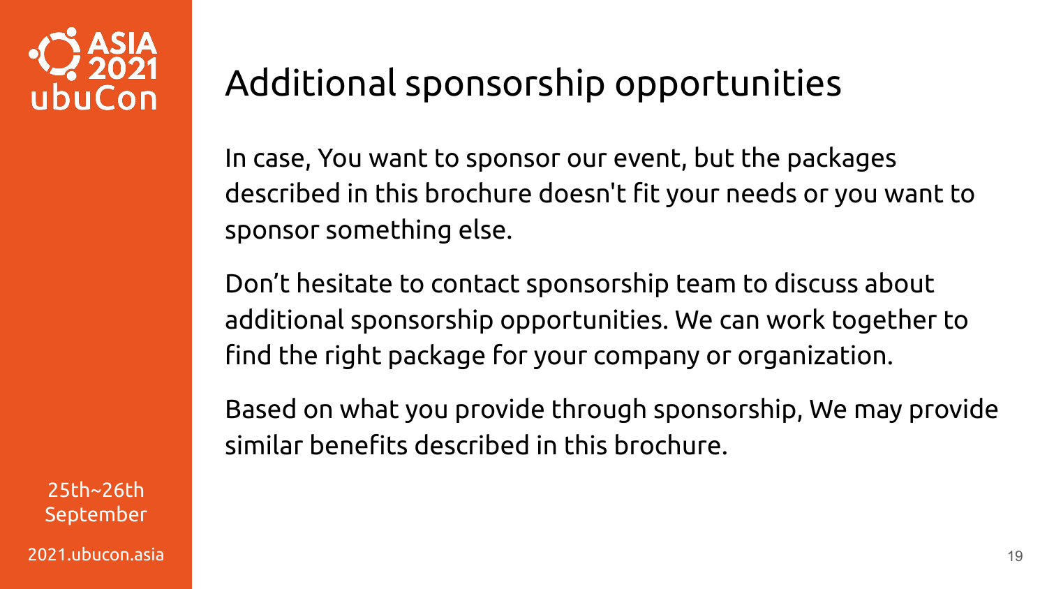# Additional sponsorship opportunities

In case, You want to sponsor our event, but the packages described in this brochure doesn't fit your needs or you want to sponsor something else.

Don't hesitate to contact sponsorship team to discuss about additional sponsorship opportunities. We can work together to find the right package for your company or organization.

Based on what you provide through sponsorship, We may provide similar benefits described in this brochure.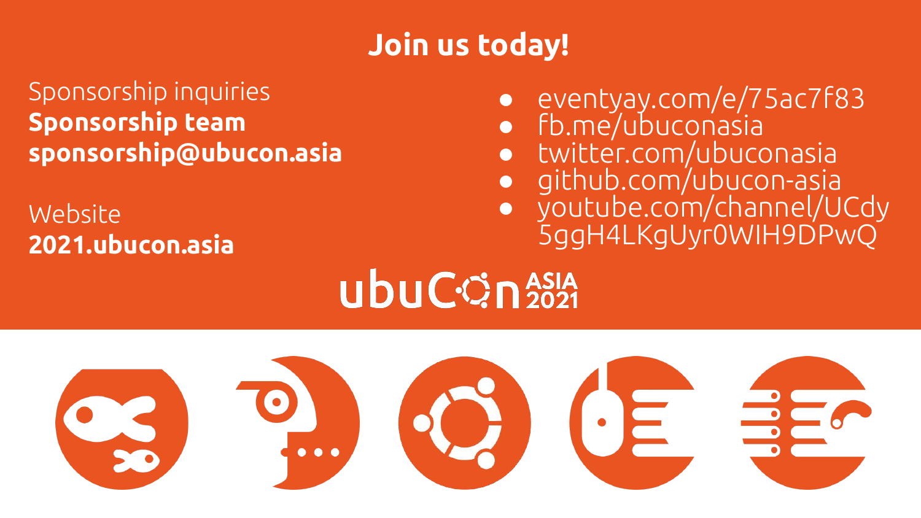# Join us today!

Sponsorship inquiries
**Sponsorship team**
**sponsorship@ubucon.asia**

Website
**2021.ubucon.asia**

- eventyay.com/e/75ac7f83
- fb.me/ubuconasia
- twitter.com/ubuconasia
- github.com/ubucon-asia
- youtube.com/channel/UCdy5ggH4LKgUyr0WIH9DPwQ

ubuCon ASIA 2021